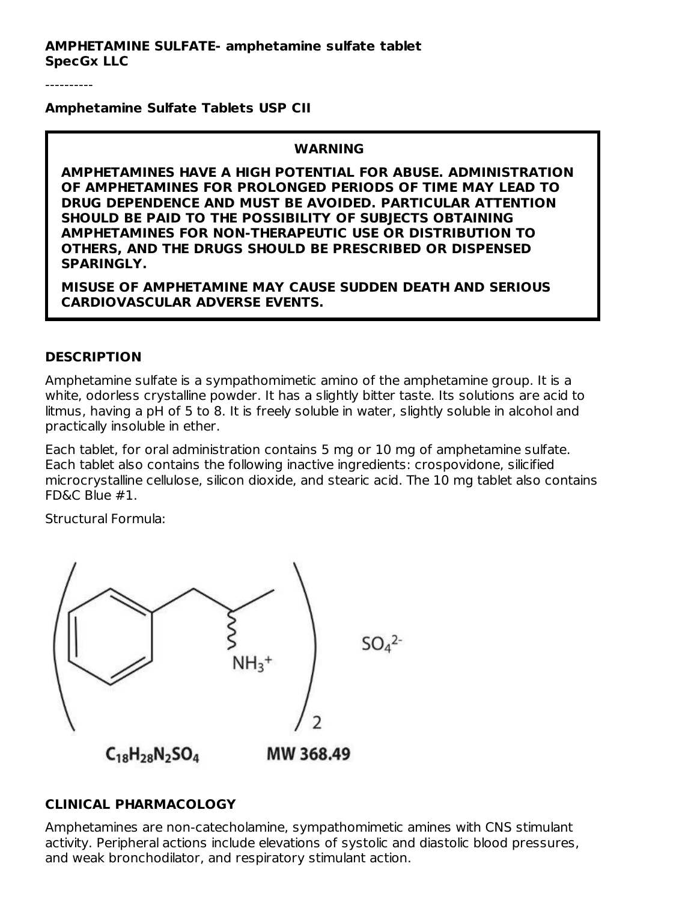**AMPHETAMINE SULFATE- amphetamine sulfate tablet**
**SpecGx LLC**

----------

**Amphetamine Sulfate Tablets USP CII**

> **WARNING**
>
> **AMPHETAMINES HAVE A HIGH POTENTIAL FOR ABUSE. ADMINISTRATION OF AMPHETAMINES FOR PROLONGED PERIODS OF TIME MAY LEAD TO DRUG DEPENDENCE AND MUST BE AVOIDED. PARTICULAR ATTENTION SHOULD BE PAID TO THE POSSIBILITY OF SUBJECTS OBTAINING AMPHETAMINES FOR NON-THERAPEUTIC USE OR DISTRIBUTION TO OTHERS, AND THE DRUGS SHOULD BE PRESCRIBED OR DISPENSED SPARINGLY.**
>
> **MISUSE OF AMPHETAMINE MAY CAUSE SUDDEN DEATH AND SERIOUS CARDIOVASCULAR ADVERSE EVENTS.**

## DESCRIPTION

Amphetamine sulfate is a sympathomimetic amino of the amphetamine group. It is a white, odorless crystalline powder. It has a slightly bitter taste. Its solutions are acid to litmus, having a pH of 5 to 8. It is freely soluble in water, slightly soluble in alcohol and practically insoluble in ether.

Each tablet, for oral administration contains 5 mg or 10 mg of amphetamine sulfate. Each tablet also contains the following inactive ingredients: crospovidone, silicified microcrystalline cellulose, silicon dioxide, and stearic acid. The 10 mg tablet also contains FD&C Blue #1.

Structural Formula:

$NH_3^+$ $SO_4^{2-}$

$C_{18}H_{28}N_2SO_4$ MW 368.49

## CLINICAL PHARMACOLOGY

Amphetamines are non-catecholamine, sympathomimetic amines with CNS stimulant activity. Peripheral actions include elevations of systolic and diastolic blood pressures, and weak bronchodilator, and respiratory stimulant action.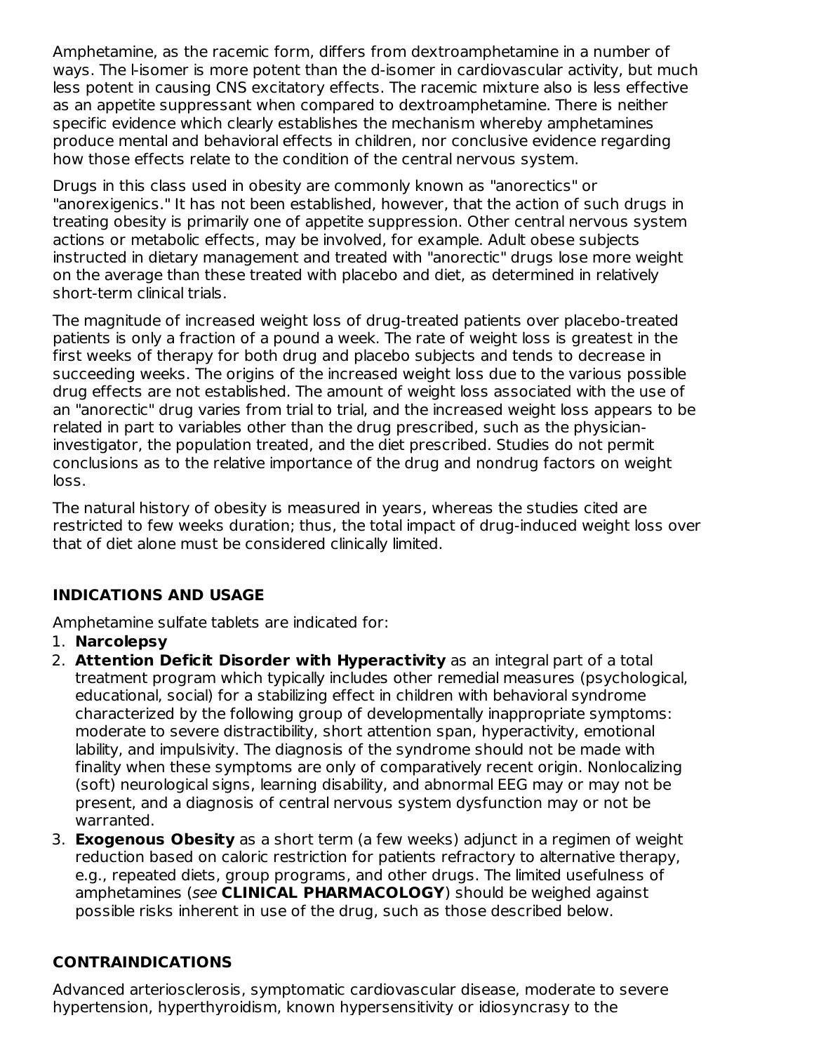Amphetamine, as the racemic form, differs from dextroamphetamine in a number of ways. The l-isomer is more potent than the d-isomer in cardiovascular activity, but much less potent in causing CNS excitatory effects. The racemic mixture also is less effective as an appetite suppressant when compared to dextroamphetamine. There is neither specific evidence which clearly establishes the mechanism whereby amphetamines produce mental and behavioral effects in children, nor conclusive evidence regarding how those effects relate to the condition of the central nervous system.

Drugs in this class used in obesity are commonly known as "anorectics" or "anorexigenics." It has not been established, however, that the action of such drugs in treating obesity is primarily one of appetite suppression. Other central nervous system actions or metabolic effects, may be involved, for example. Adult obese subjects instructed in dietary management and treated with "anorectic" drugs lose more weight on the average than these treated with placebo and diet, as determined in relatively short-term clinical trials.

The magnitude of increased weight loss of drug-treated patients over placebo-treated patients is only a fraction of a pound a week. The rate of weight loss is greatest in the first weeks of therapy for both drug and placebo subjects and tends to decrease in succeeding weeks. The origins of the increased weight loss due to the various possible drug effects are not established. The amount of weight loss associated with the use of an "anorectic" drug varies from trial to trial, and the increased weight loss appears to be related in part to variables other than the drug prescribed, such as the physician-investigator, the population treated, and the diet prescribed. Studies do not permit conclusions as to the relative importance of the drug and nondrug factors on weight loss.

The natural history of obesity is measured in years, whereas the studies cited are restricted to few weeks duration; thus, the total impact of drug-induced weight loss over that of diet alone must be considered clinically limited.

## INDICATIONS AND USAGE

Amphetamine sulfate tablets are indicated for:

1. **Narcolepsy**
2. **Attention Deficit Disorder with Hyperactivity** as an integral part of a total treatment program which typically includes other remedial measures (psychological, educational, social) for a stabilizing effect in children with behavioral syndrome characterized by the following group of developmentally inappropriate symptoms: moderate to severe distractibility, short attention span, hyperactivity, emotional lability, and impulsivity. The diagnosis of the syndrome should not be made with finality when these symptoms are only of comparatively recent origin. Nonlocalizing (soft) neurological signs, learning disability, and abnormal EEG may or may not be present, and a diagnosis of central nervous system dysfunction may or not be warranted.
3. **Exogenous Obesity** as a short term (a few weeks) adjunct in a regimen of weight reduction based on caloric restriction for patients refractory to alternative therapy, e.g., repeated diets, group programs, and other drugs. The limited usefulness of amphetamines (*see* **CLINICAL PHARMACOLOGY**) should be weighed against possible risks inherent in use of the drug, such as those described below.

## CONTRAINDICATIONS

Advanced arteriosclerosis, symptomatic cardiovascular disease, moderate to severe hypertension, hyperthyroidism, known hypersensitivity or idiosyncrasy to the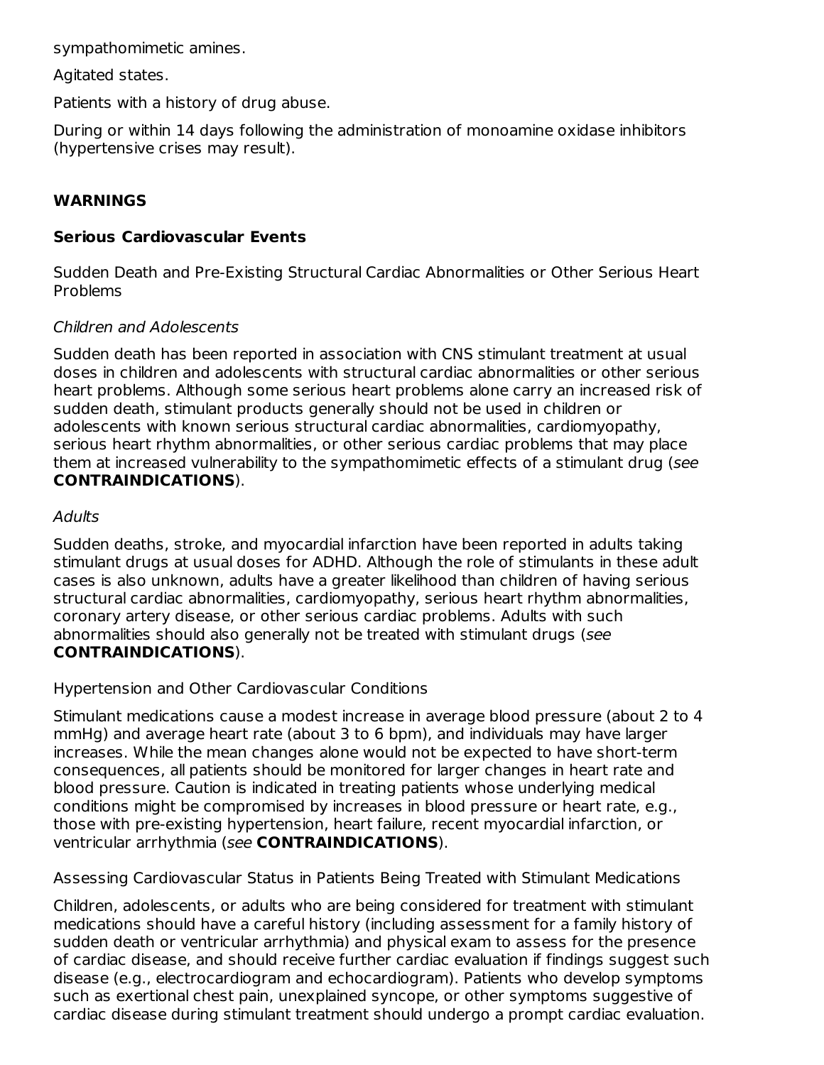sympathomimetic amines.

Agitated states.

Patients with a history of drug abuse.

During or within 14 days following the administration of monoamine oxidase inhibitors (hypertensive crises may result).

## WARNINGS

### Serious Cardiovascular Events

Sudden Death and Pre-Existing Structural Cardiac Abnormalities or Other Serious Heart Problems

*Children and Adolescents*

Sudden death has been reported in association with CNS stimulant treatment at usual doses in children and adolescents with structural cardiac abnormalities or other serious heart problems. Although some serious heart problems alone carry an increased risk of sudden death, stimulant products generally should not be used in children or adolescents with known serious structural cardiac abnormalities, cardiomyopathy, serious heart rhythm abnormalities, or other serious cardiac problems that may place them at increased vulnerability to the sympathomimetic effects of a stimulant drug (*see* **CONTRAINDICATIONS**).

*Adults*

Sudden deaths, stroke, and myocardial infarction have been reported in adults taking stimulant drugs at usual doses for ADHD. Although the role of stimulants in these adult cases is also unknown, adults have a greater likelihood than children of having serious structural cardiac abnormalities, cardiomyopathy, serious heart rhythm abnormalities, coronary artery disease, or other serious cardiac problems. Adults with such abnormalities should also generally not be treated with stimulant drugs (*see* **CONTRAINDICATIONS**).

Hypertension and Other Cardiovascular Conditions

Stimulant medications cause a modest increase in average blood pressure (about 2 to 4 mmHg) and average heart rate (about 3 to 6 bpm), and individuals may have larger increases. While the mean changes alone would not be expected to have short-term consequences, all patients should be monitored for larger changes in heart rate and blood pressure. Caution is indicated in treating patients whose underlying medical conditions might be compromised by increases in blood pressure or heart rate, e.g., those with pre-existing hypertension, heart failure, recent myocardial infarction, or ventricular arrhythmia (*see* **CONTRAINDICATIONS**).

Assessing Cardiovascular Status in Patients Being Treated with Stimulant Medications

Children, adolescents, or adults who are being considered for treatment with stimulant medications should have a careful history (including assessment for a family history of sudden death or ventricular arrhythmia) and physical exam to assess for the presence of cardiac disease, and should receive further cardiac evaluation if findings suggest such disease (e.g., electrocardiogram and echocardiogram). Patients who develop symptoms such as exertional chest pain, unexplained syncope, or other symptoms suggestive of cardiac disease during stimulant treatment should undergo a prompt cardiac evaluation.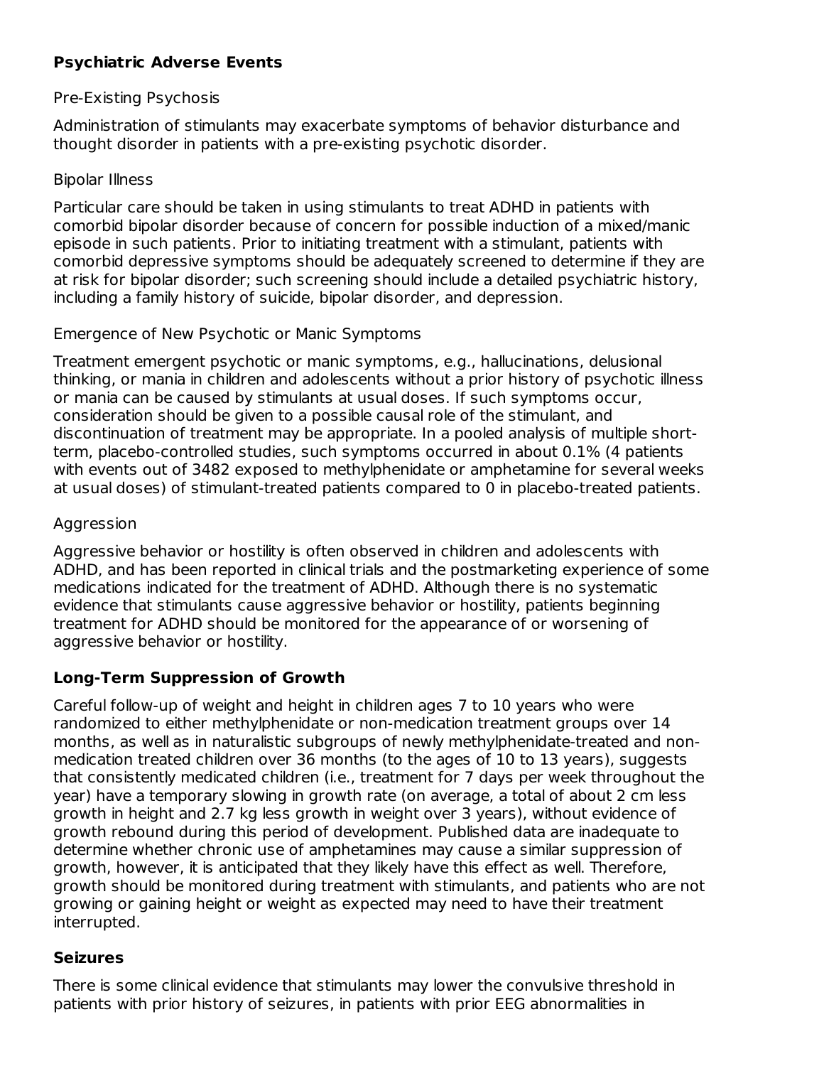**Psychiatric Adverse Events**

Pre-Existing Psychosis

Administration of stimulants may exacerbate symptoms of behavior disturbance and thought disorder in patients with a pre-existing psychotic disorder.

Bipolar Illness

Particular care should be taken in using stimulants to treat ADHD in patients with comorbid bipolar disorder because of concern for possible induction of a mixed/manic episode in such patients. Prior to initiating treatment with a stimulant, patients with comorbid depressive symptoms should be adequately screened to determine if they are at risk for bipolar disorder; such screening should include a detailed psychiatric history, including a family history of suicide, bipolar disorder, and depression.

Emergence of New Psychotic or Manic Symptoms

Treatment emergent psychotic or manic symptoms, e.g., hallucinations, delusional thinking, or mania in children and adolescents without a prior history of psychotic illness or mania can be caused by stimulants at usual doses. If such symptoms occur, consideration should be given to a possible causal role of the stimulant, and discontinuation of treatment may be appropriate. In a pooled analysis of multiple short-term, placebo-controlled studies, such symptoms occurred in about 0.1% (4 patients with events out of 3482 exposed to methylphenidate or amphetamine for several weeks at usual doses) of stimulant-treated patients compared to 0 in placebo-treated patients.

Aggression

Aggressive behavior or hostility is often observed in children and adolescents with ADHD, and has been reported in clinical trials and the postmarketing experience of some medications indicated for the treatment of ADHD. Although there is no systematic evidence that stimulants cause aggressive behavior or hostility, patients beginning treatment for ADHD should be monitored for the appearance of or worsening of aggressive behavior or hostility.

**Long-Term Suppression of Growth**

Careful follow-up of weight and height in children ages 7 to 10 years who were randomized to either methylphenidate or non-medication treatment groups over 14 months, as well as in naturalistic subgroups of newly methylphenidate-treated and non-medication treated children over 36 months (to the ages of 10 to 13 years), suggests that consistently medicated children (i.e., treatment for 7 days per week throughout the year) have a temporary slowing in growth rate (on average, a total of about 2 cm less growth in height and 2.7 kg less growth in weight over 3 years), without evidence of growth rebound during this period of development. Published data are inadequate to determine whether chronic use of amphetamines may cause a similar suppression of growth, however, it is anticipated that they likely have this effect as well. Therefore, growth should be monitored during treatment with stimulants, and patients who are not growing or gaining height or weight as expected may need to have their treatment interrupted.

**Seizures**

There is some clinical evidence that stimulants may lower the convulsive threshold in patients with prior history of seizures, in patients with prior EEG abnormalities in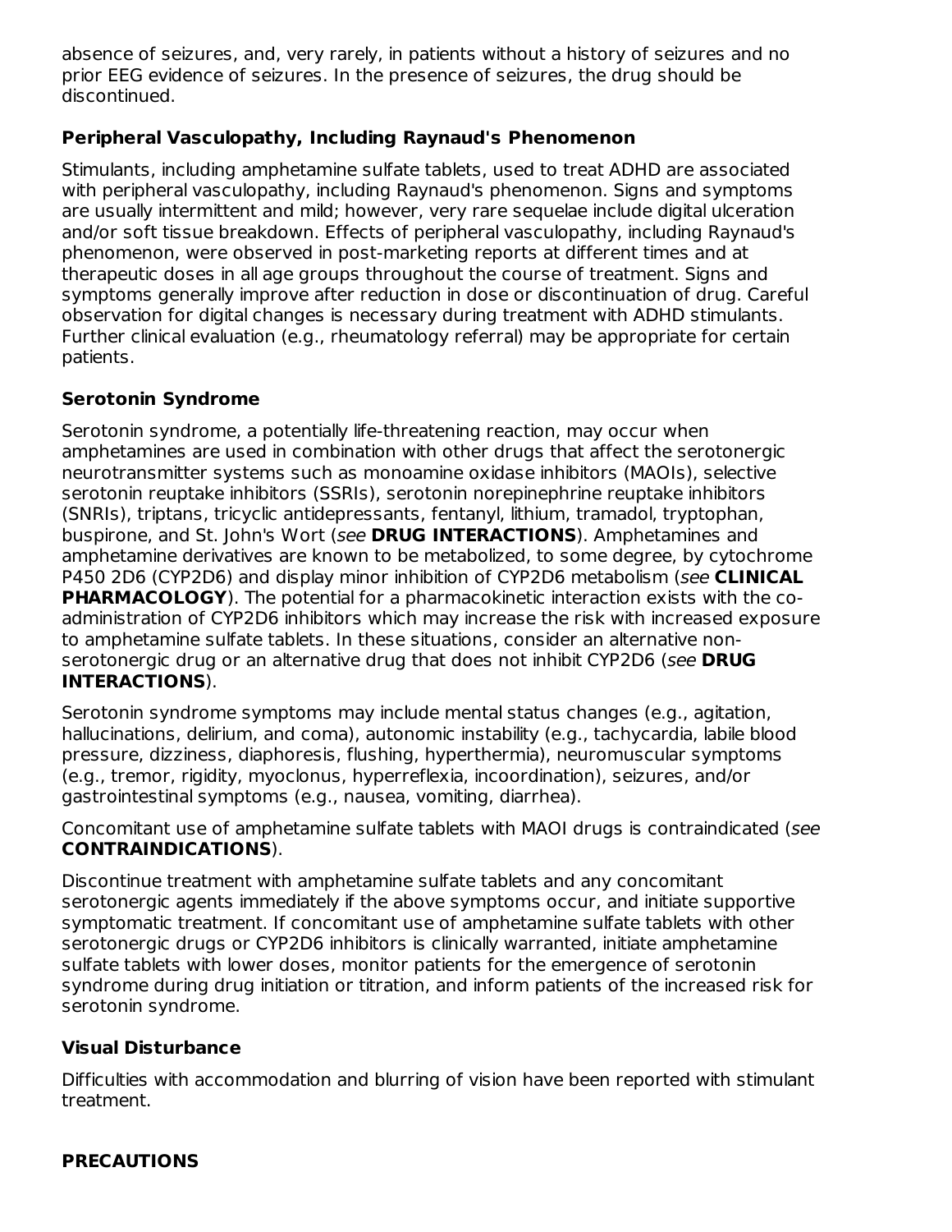absence of seizures, and, very rarely, in patients without a history of seizures and no prior EEG evidence of seizures. In the presence of seizures, the drug should be discontinued.

### Peripheral Vasculopathy, Including Raynaud's Phenomenon

Stimulants, including amphetamine sulfate tablets, used to treat ADHD are associated with peripheral vasculopathy, including Raynaud's phenomenon. Signs and symptoms are usually intermittent and mild; however, very rare sequelae include digital ulceration and/or soft tissue breakdown. Effects of peripheral vasculopathy, including Raynaud's phenomenon, were observed in post-marketing reports at different times and at therapeutic doses in all age groups throughout the course of treatment. Signs and symptoms generally improve after reduction in dose or discontinuation of drug. Careful observation for digital changes is necessary during treatment with ADHD stimulants. Further clinical evaluation (e.g., rheumatology referral) may be appropriate for certain patients.

### Serotonin Syndrome

Serotonin syndrome, a potentially life-threatening reaction, may occur when amphetamines are used in combination with other drugs that affect the serotonergic neurotransmitter systems such as monoamine oxidase inhibitors (MAOIs), selective serotonin reuptake inhibitors (SSRIs), serotonin norepinephrine reuptake inhibitors (SNRIs), triptans, tricyclic antidepressants, fentanyl, lithium, tramadol, tryptophan, buspirone, and St. John's Wort (*see* **DRUG INTERACTIONS**). Amphetamines and amphetamine derivatives are known to be metabolized, to some degree, by cytochrome P450 2D6 (CYP2D6) and display minor inhibition of CYP2D6 metabolism (*see* **CLINICAL PHARMACOLOGY**). The potential for a pharmacokinetic interaction exists with the co-administration of CYP2D6 inhibitors which may increase the risk with increased exposure to amphetamine sulfate tablets. In these situations, consider an alternative non-serotonergic drug or an alternative drug that does not inhibit CYP2D6 (*see* **DRUG INTERACTIONS**).

Serotonin syndrome symptoms may include mental status changes (e.g., agitation, hallucinations, delirium, and coma), autonomic instability (e.g., tachycardia, labile blood pressure, dizziness, diaphoresis, flushing, hyperthermia), neuromuscular symptoms (e.g., tremor, rigidity, myoclonus, hyperreflexia, incoordination), seizures, and/or gastrointestinal symptoms (e.g., nausea, vomiting, diarrhea).

Concomitant use of amphetamine sulfate tablets with MAOI drugs is contraindicated (*see* **CONTRAINDICATIONS**).

Discontinue treatment with amphetamine sulfate tablets and any concomitant serotonergic agents immediately if the above symptoms occur, and initiate supportive symptomatic treatment. If concomitant use of amphetamine sulfate tablets with other serotonergic drugs or CYP2D6 inhibitors is clinically warranted, initiate amphetamine sulfate tablets with lower doses, monitor patients for the emergence of serotonin syndrome during drug initiation or titration, and inform patients of the increased risk for serotonin syndrome.

### Visual Disturbance

Difficulties with accommodation and blurring of vision have been reported with stimulant treatment.

## PRECAUTIONS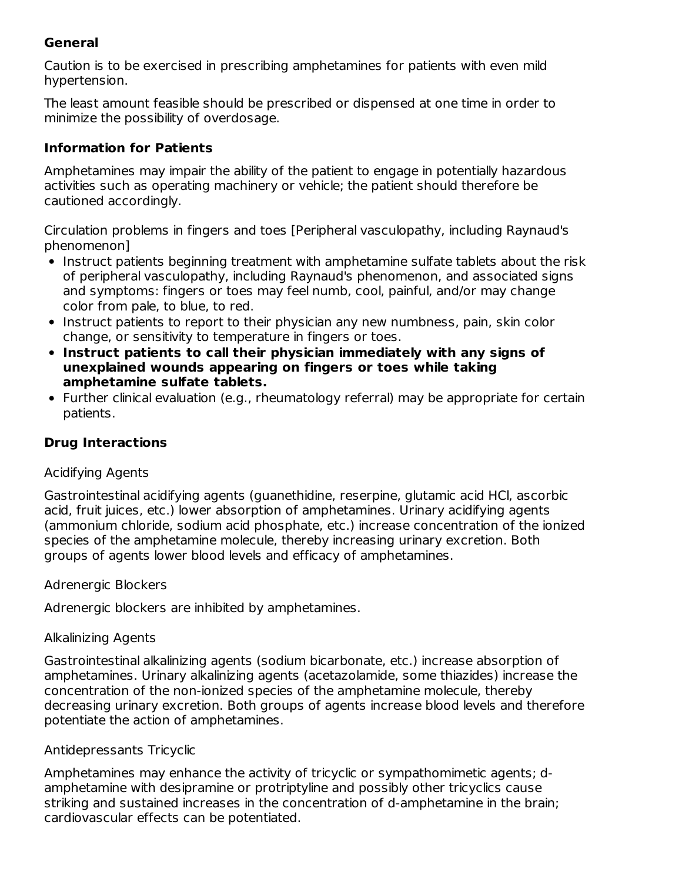### General

Caution is to be exercised in prescribing amphetamines for patients with even mild hypertension.

The least amount feasible should be prescribed or dispensed at one time in order to minimize the possibility of overdosage.

### Information for Patients

Amphetamines may impair the ability of the patient to engage in potentially hazardous activities such as operating machinery or vehicle; the patient should therefore be cautioned accordingly.

Circulation problems in fingers and toes [Peripheral vasculopathy, including Raynaud's phenomenon]

- Instruct patients beginning treatment with amphetamine sulfate tablets about the risk of peripheral vasculopathy, including Raynaud's phenomenon, and associated signs and symptoms: fingers or toes may feel numb, cool, painful, and/or may change color from pale, to blue, to red.
- Instruct patients to report to their physician any new numbness, pain, skin color change, or sensitivity to temperature in fingers or toes.
- **Instruct patients to call their physician immediately with any signs of unexplained wounds appearing on fingers or toes while taking amphetamine sulfate tablets.**
- Further clinical evaluation (e.g., rheumatology referral) may be appropriate for certain patients.

### Drug Interactions

Acidifying Agents

Gastrointestinal acidifying agents (guanethidine, reserpine, glutamic acid HCl, ascorbic acid, fruit juices, etc.) lower absorption of amphetamines. Urinary acidifying agents (ammonium chloride, sodium acid phosphate, etc.) increase concentration of the ionized species of the amphetamine molecule, thereby increasing urinary excretion. Both groups of agents lower blood levels and efficacy of amphetamines.

Adrenergic Blockers

Adrenergic blockers are inhibited by amphetamines.

Alkalinizing Agents

Gastrointestinal alkalinizing agents (sodium bicarbonate, etc.) increase absorption of amphetamines. Urinary alkalinizing agents (acetazolamide, some thiazides) increase the concentration of the non-ionized species of the amphetamine molecule, thereby decreasing urinary excretion. Both groups of agents increase blood levels and therefore potentiate the action of amphetamines.

Antidepressants Tricyclic

Amphetamines may enhance the activity of tricyclic or sympathomimetic agents; d-amphetamine with desipramine or protriptyline and possibly other tricyclics cause striking and sustained increases in the concentration of d-amphetamine in the brain; cardiovascular effects can be potentiated.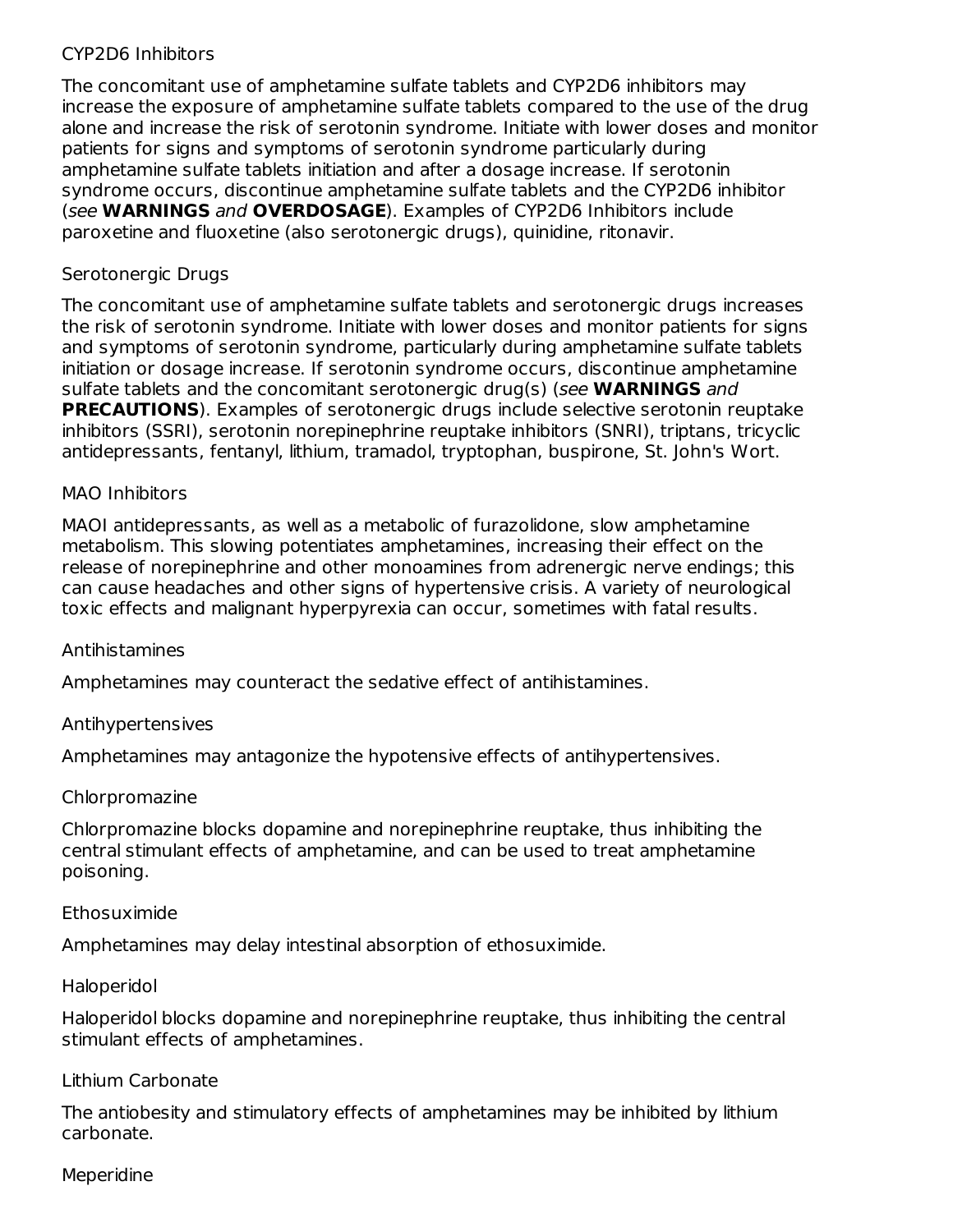### CYP2D6 Inhibitors

The concomitant use of amphetamine sulfate tablets and CYP2D6 inhibitors may increase the exposure of amphetamine sulfate tablets compared to the use of the drug alone and increase the risk of serotonin syndrome. Initiate with lower doses and monitor patients for signs and symptoms of serotonin syndrome particularly during amphetamine sulfate tablets initiation and after a dosage increase. If serotonin syndrome occurs, discontinue amphetamine sulfate tablets and the CYP2D6 inhibitor (*see* **WARNINGS** *and* **OVERDOSAGE**). Examples of CYP2D6 Inhibitors include paroxetine and fluoxetine (also serotonergic drugs), quinidine, ritonavir.

### Serotonergic Drugs

The concomitant use of amphetamine sulfate tablets and serotonergic drugs increases the risk of serotonin syndrome. Initiate with lower doses and monitor patients for signs and symptoms of serotonin syndrome, particularly during amphetamine sulfate tablets initiation or dosage increase. If serotonin syndrome occurs, discontinue amphetamine sulfate tablets and the concomitant serotonergic drug(s) (*see* **WARNINGS** *and* **PRECAUTIONS**). Examples of serotonergic drugs include selective serotonin reuptake inhibitors (SSRI), serotonin norepinephrine reuptake inhibitors (SNRI), triptans, tricyclic antidepressants, fentanyl, lithium, tramadol, tryptophan, buspirone, St. John's Wort.

### MAO Inhibitors

MAOI antidepressants, as well as a metabolic of furazolidone, slow amphetamine metabolism. This slowing potentiates amphetamines, increasing their effect on the release of norepinephrine and other monoamines from adrenergic nerve endings; this can cause headaches and other signs of hypertensive crisis. A variety of neurological toxic effects and malignant hyperpyrexia can occur, sometimes with fatal results.

### Antihistamines

Amphetamines may counteract the sedative effect of antihistamines.

### Antihypertensives

Amphetamines may antagonize the hypotensive effects of antihypertensives.

### Chlorpromazine

Chlorpromazine blocks dopamine and norepinephrine reuptake, thus inhibiting the central stimulant effects of amphetamine, and can be used to treat amphetamine poisoning.

### Ethosuximide

Amphetamines may delay intestinal absorption of ethosuximide.

### Haloperidol

Haloperidol blocks dopamine and norepinephrine reuptake, thus inhibiting the central stimulant effects of amphetamines.

### Lithium Carbonate

The antiobesity and stimulatory effects of amphetamines may be inhibited by lithium carbonate.

### Meperidine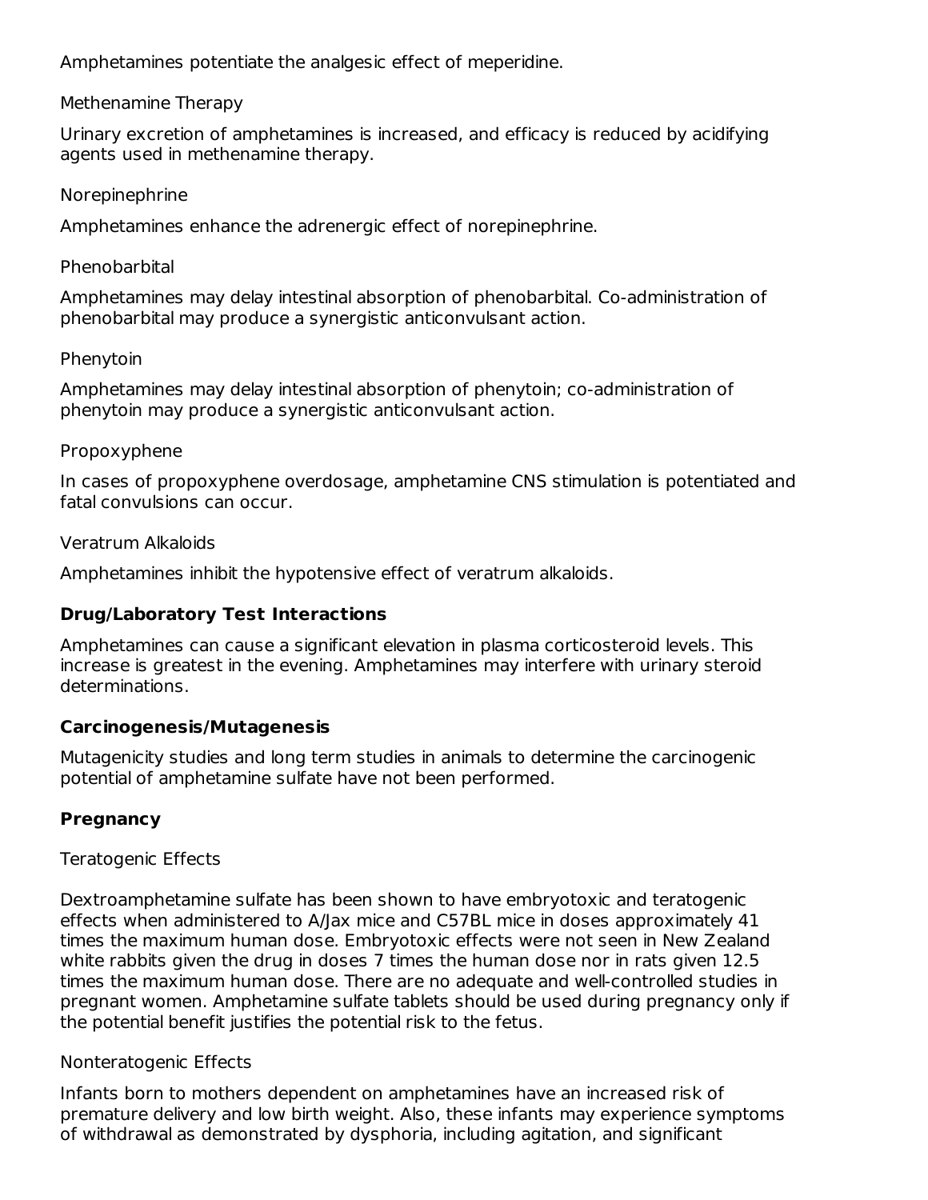Amphetamines potentiate the analgesic effect of meperidine.

Methenamine Therapy

Urinary excretion of amphetamines is increased, and efficacy is reduced by acidifying agents used in methenamine therapy.

Norepinephrine

Amphetamines enhance the adrenergic effect of norepinephrine.

Phenobarbital

Amphetamines may delay intestinal absorption of phenobarbital. Co-administration of phenobarbital may produce a synergistic anticonvulsant action.

Phenytoin

Amphetamines may delay intestinal absorption of phenytoin; co-administration of phenytoin may produce a synergistic anticonvulsant action.

Propoxyphene

In cases of propoxyphene overdosage, amphetamine CNS stimulation is potentiated and fatal convulsions can occur.

Veratrum Alkaloids

Amphetamines inhibit the hypotensive effect of veratrum alkaloids.

**Drug/Laboratory Test Interactions**

Amphetamines can cause a significant elevation in plasma corticosteroid levels. This increase is greatest in the evening. Amphetamines may interfere with urinary steroid determinations.

**Carcinogenesis/Mutagenesis**

Mutagenicity studies and long term studies in animals to determine the carcinogenic potential of amphetamine sulfate have not been performed.

**Pregnancy**

Teratogenic Effects

Dextroamphetamine sulfate has been shown to have embryotoxic and teratogenic effects when administered to A/Jax mice and C57BL mice in doses approximately 41 times the maximum human dose. Embryotoxic effects were not seen in New Zealand white rabbits given the drug in doses 7 times the human dose nor in rats given 12.5 times the maximum human dose. There are no adequate and well-controlled studies in pregnant women. Amphetamine sulfate tablets should be used during pregnancy only if the potential benefit justifies the potential risk to the fetus.

Nonteratogenic Effects

Infants born to mothers dependent on amphetamines have an increased risk of premature delivery and low birth weight. Also, these infants may experience symptoms of withdrawal as demonstrated by dysphoria, including agitation, and significant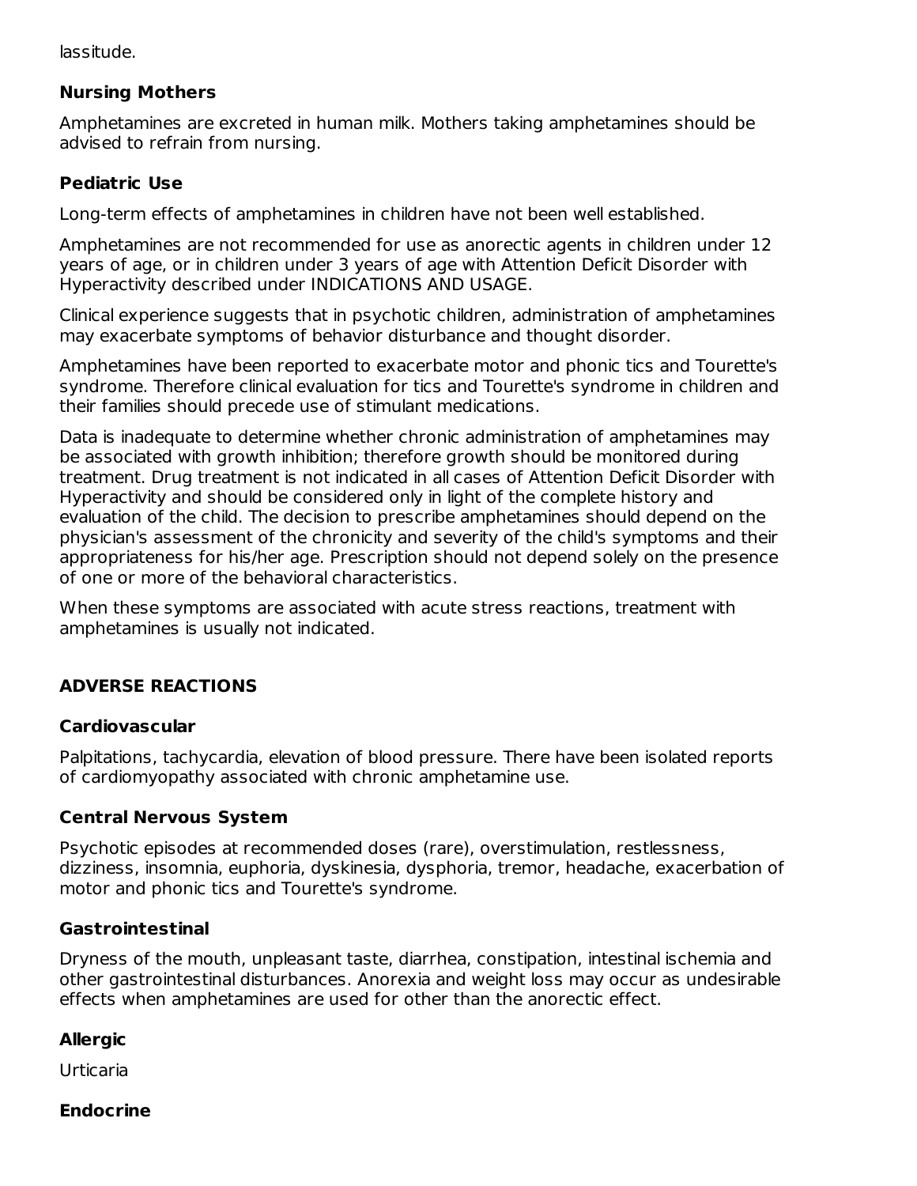lassitude.

### Nursing Mothers

Amphetamines are excreted in human milk. Mothers taking amphetamines should be advised to refrain from nursing.

### Pediatric Use

Long-term effects of amphetamines in children have not been well established.

Amphetamines are not recommended for use as anorectic agents in children under 12 years of age, or in children under 3 years of age with Attention Deficit Disorder with Hyperactivity described under INDICATIONS AND USAGE.

Clinical experience suggests that in psychotic children, administration of amphetamines may exacerbate symptoms of behavior disturbance and thought disorder.

Amphetamines have been reported to exacerbate motor and phonic tics and Tourette's syndrome. Therefore clinical evaluation for tics and Tourette's syndrome in children and their families should precede use of stimulant medications.

Data is inadequate to determine whether chronic administration of amphetamines may be associated with growth inhibition; therefore growth should be monitored during treatment. Drug treatment is not indicated in all cases of Attention Deficit Disorder with Hyperactivity and should be considered only in light of the complete history and evaluation of the child. The decision to prescribe amphetamines should depend on the physician's assessment of the chronicity and severity of the child's symptoms and their appropriateness for his/her age. Prescription should not depend solely on the presence of one or more of the behavioral characteristics.

When these symptoms are associated with acute stress reactions, treatment with amphetamines is usually not indicated.

## ADVERSE REACTIONS

### Cardiovascular

Palpitations, tachycardia, elevation of blood pressure. There have been isolated reports of cardiomyopathy associated with chronic amphetamine use.

### Central Nervous System

Psychotic episodes at recommended doses (rare), overstimulation, restlessness, dizziness, insomnia, euphoria, dyskinesia, dysphoria, tremor, headache, exacerbation of motor and phonic tics and Tourette's syndrome.

### Gastrointestinal

Dryness of the mouth, unpleasant taste, diarrhea, constipation, intestinal ischemia and other gastrointestinal disturbances. Anorexia and weight loss may occur as undesirable effects when amphetamines are used for other than the anorectic effect.

### Allergic

Urticaria

### Endocrine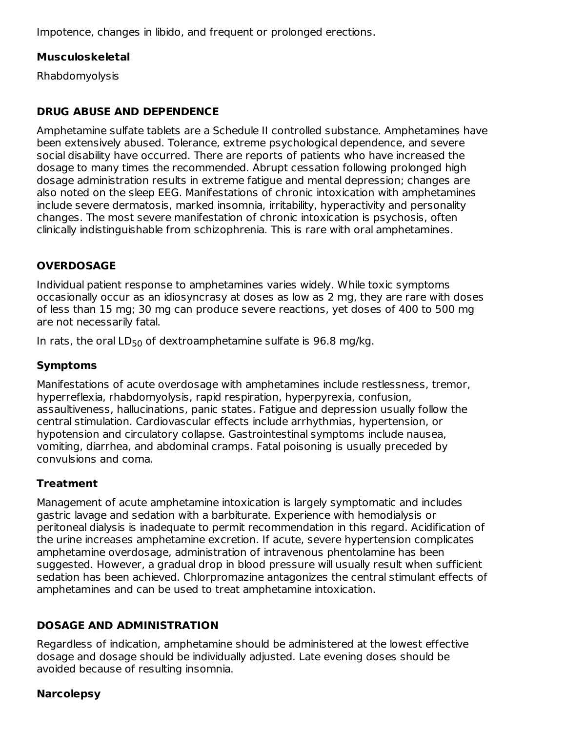Impotence, changes in libido, and frequent or prolonged erections.

### Musculoskeletal

Rhabdomyolysis

## DRUG ABUSE AND DEPENDENCE

Amphetamine sulfate tablets are a Schedule II controlled substance. Amphetamines have been extensively abused. Tolerance, extreme psychological dependence, and severe social disability have occurred. There are reports of patients who have increased the dosage to many times the recommended. Abrupt cessation following prolonged high dosage administration results in extreme fatigue and mental depression; changes are also noted on the sleep EEG. Manifestations of chronic intoxication with amphetamines include severe dermatosis, marked insomnia, irritability, hyperactivity and personality changes. The most severe manifestation of chronic intoxication is psychosis, often clinically indistinguishable from schizophrenia. This is rare with oral amphetamines.

## OVERDOSAGE

Individual patient response to amphetamines varies widely. While toxic symptoms occasionally occur as an idiosyncrasy at doses as low as 2 mg, they are rare with doses of less than 15 mg; 30 mg can produce severe reactions, yet doses of 400 to 500 mg are not necessarily fatal.

In rats, the oral $LD_{50}$ of dextroamphetamine sulfate is 96.8 mg/kg.

### Symptoms

Manifestations of acute overdosage with amphetamines include restlessness, tremor, hyperreflexia, rhabdomyolysis, rapid respiration, hyperpyrexia, confusion, assaultiveness, hallucinations, panic states. Fatigue and depression usually follow the central stimulation. Cardiovascular effects include arrhythmias, hypertension, or hypotension and circulatory collapse. Gastrointestinal symptoms include nausea, vomiting, diarrhea, and abdominal cramps. Fatal poisoning is usually preceded by convulsions and coma.

### Treatment

Management of acute amphetamine intoxication is largely symptomatic and includes gastric lavage and sedation with a barbiturate. Experience with hemodialysis or peritoneal dialysis is inadequate to permit recommendation in this regard. Acidification of the urine increases amphetamine excretion. If acute, severe hypertension complicates amphetamine overdosage, administration of intravenous phentolamine has been suggested. However, a gradual drop in blood pressure will usually result when sufficient sedation has been achieved. Chlorpromazine antagonizes the central stimulant effects of amphetamines and can be used to treat amphetamine intoxication.

## DOSAGE AND ADMINISTRATION

Regardless of indication, amphetamine should be administered at the lowest effective dosage and dosage should be individually adjusted. Late evening doses should be avoided because of resulting insomnia.

### Narcolepsy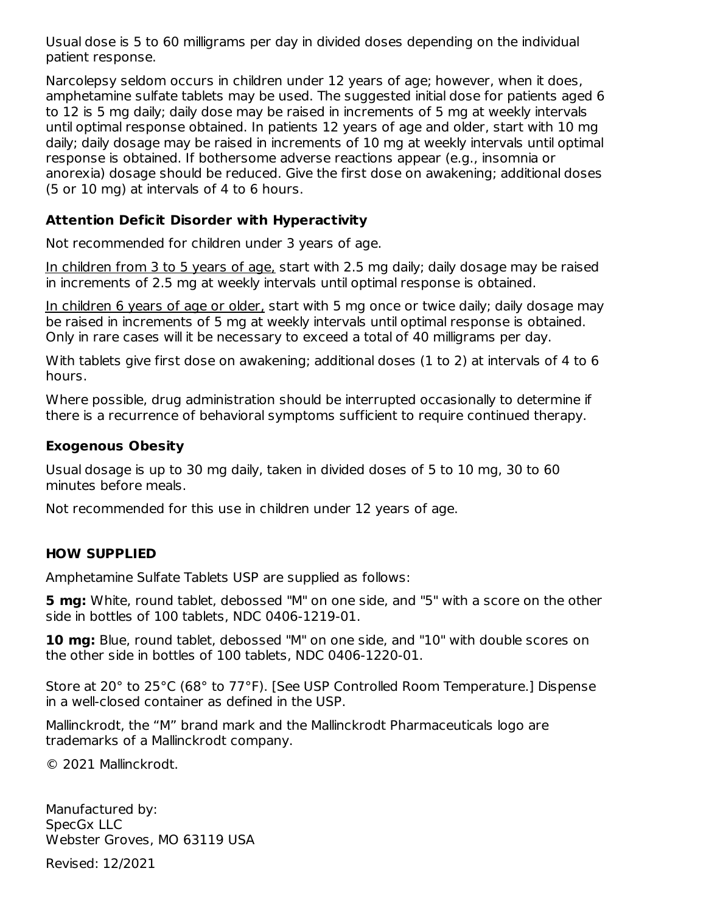Usual dose is 5 to 60 milligrams per day in divided doses depending on the individual patient response.

Narcolepsy seldom occurs in children under 12 years of age; however, when it does, amphetamine sulfate tablets may be used. The suggested initial dose for patients aged 6 to 12 is 5 mg daily; daily dose may be raised in increments of 5 mg at weekly intervals until optimal response obtained. In patients 12 years of age and older, start with 10 mg daily; daily dosage may be raised in increments of 10 mg at weekly intervals until optimal response is obtained. If bothersome adverse reactions appear (e.g., insomnia or anorexia) dosage should be reduced. Give the first dose on awakening; additional doses (5 or 10 mg) at intervals of 4 to 6 hours.

### Attention Deficit Disorder with Hyperactivity

Not recommended for children under 3 years of age.

In children from 3 to 5 years of age, start with 2.5 mg daily; daily dosage may be raised in increments of 2.5 mg at weekly intervals until optimal response is obtained.

In children 6 years of age or older, start with 5 mg once or twice daily; daily dosage may be raised in increments of 5 mg at weekly intervals until optimal response is obtained. Only in rare cases will it be necessary to exceed a total of 40 milligrams per day.

With tablets give first dose on awakening; additional doses (1 to 2) at intervals of 4 to 6 hours.

Where possible, drug administration should be interrupted occasionally to determine if there is a recurrence of behavioral symptoms sufficient to require continued therapy.

### Exogenous Obesity

Usual dosage is up to 30 mg daily, taken in divided doses of 5 to 10 mg, 30 to 60 minutes before meals.

Not recommended for this use in children under 12 years of age.

## HOW SUPPLIED

Amphetamine Sulfate Tablets USP are supplied as follows:

**5 mg:** White, round tablet, debossed "M" on one side, and "5" with a score on the other side in bottles of 100 tablets, NDC 0406-1219-01.

**10 mg:** Blue, round tablet, debossed "M" on one side, and "10" with double scores on the other side in bottles of 100 tablets, NDC 0406-1220-01.

Store at 20° to 25°C (68° to 77°F). [See USP Controlled Room Temperature.] Dispense in a well-closed container as defined in the USP.

Mallinckrodt, the “M” brand mark and the Mallinckrodt Pharmaceuticals logo are trademarks of a Mallinckrodt company.

© 2021 Mallinckrodt.

Manufactured by:
SpecGx LLC
Webster Groves, MO 63119 USA

Revised: 12/2021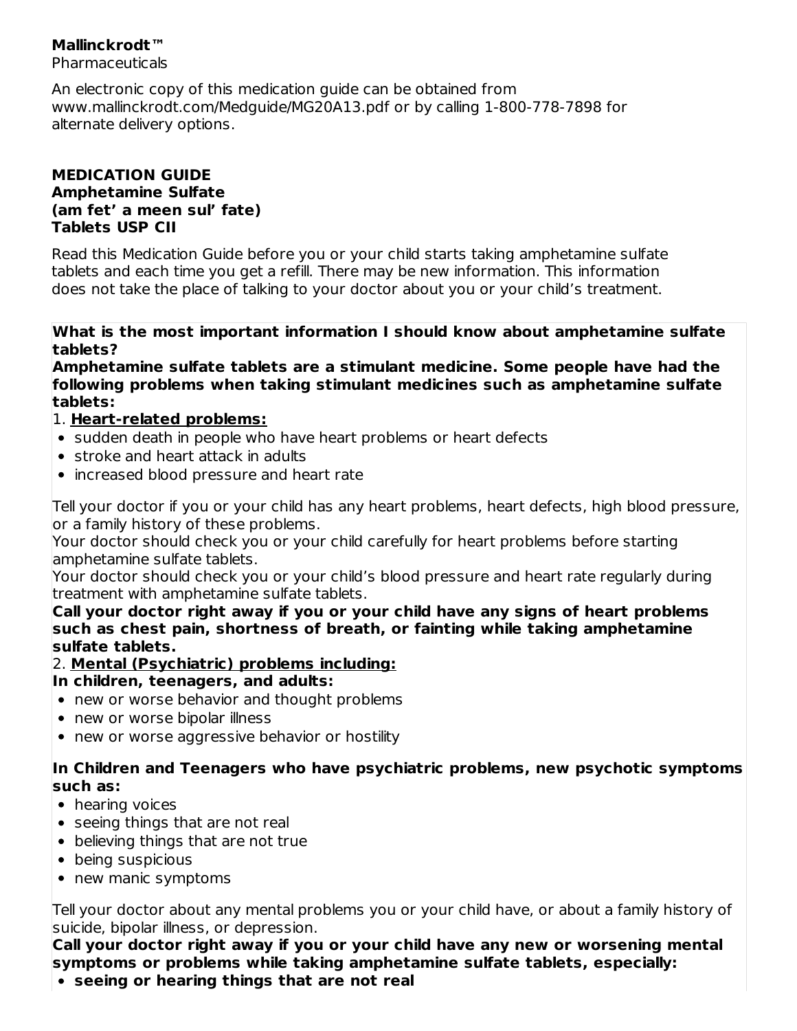**Mallinckrodt™**
Pharmaceuticals

An electronic copy of this medication guide can be obtained from www.mallinckrodt.com/Medguide/MG20A13.pdf or by calling 1-800-778-7898 for alternate delivery options.

# MEDICATION GUIDE
## Amphetamine Sulfate
## (am fet' a meen sul' fate)
## Tablets USP CII

Read this Medication Guide before you or your child starts taking amphetamine sulfate tablets and each time you get a refill. There may be new information. This information does not take the place of talking to your doctor about you or your child's treatment.

**What is the most important information I should know about amphetamine sulfate tablets?**

**Amphetamine sulfate tablets are a stimulant medicine. Some people have had the following problems when taking stimulant medicines such as amphetamine sulfate tablets:**

1. **Heart-related problems:**

- sudden death in people who have heart problems or heart defects
- stroke and heart attack in adults
- increased blood pressure and heart rate

Tell your doctor if you or your child has any heart problems, heart defects, high blood pressure, or a family history of these problems.

Your doctor should check you or your child carefully for heart problems before starting amphetamine sulfate tablets.

Your doctor should check you or your child's blood pressure and heart rate regularly during treatment with amphetamine sulfate tablets.

**Call your doctor right away if you or your child have any signs of heart problems such as chest pain, shortness of breath, or fainting while taking amphetamine sulfate tablets.**

2. **Mental (Psychiatric) problems including:**

**In children, teenagers, and adults:**

- new or worse behavior and thought problems
- new or worse bipolar illness
- new or worse aggressive behavior or hostility

**In Children and Teenagers who have psychiatric problems, new psychotic symptoms such as:**

- hearing voices
- seeing things that are not real
- believing things that are not true
- being suspicious
- new manic symptoms

Tell your doctor about any mental problems you or your child have, or about a family history of suicide, bipolar illness, or depression.

**Call your doctor right away if you or your child have any new or worsening mental symptoms or problems while taking amphetamine sulfate tablets, especially:**

- **seeing or hearing things that are not real**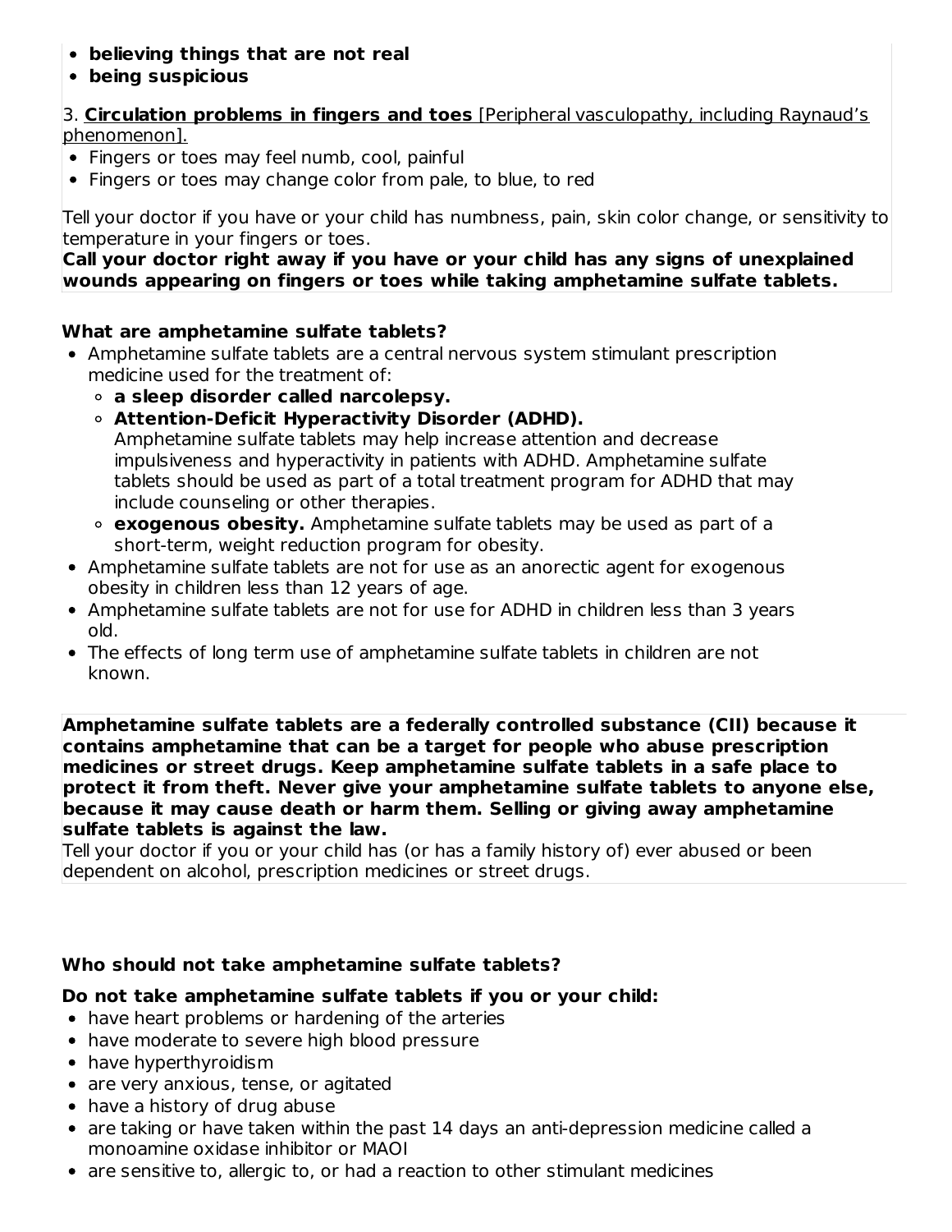- **believing things that are not real**
- **being suspicious**

3. **Circulation problems in fingers and toes** [Peripheral vasculopathy, including Raynaud's phenomenon].

- Fingers or toes may feel numb, cool, painful
- Fingers or toes may change color from pale, to blue, to red

Tell your doctor if you have or your child has numbness, pain, skin color change, or sensitivity to temperature in your fingers or toes.

**Call your doctor right away if you have or your child has any signs of unexplained wounds appearing on fingers or toes while taking amphetamine sulfate tablets.**

**What are amphetamine sulfate tablets?**

- Amphetamine sulfate tablets are a central nervous system stimulant prescription medicine used for the treatment of:
  - **a sleep disorder called narcolepsy.**
  - **Attention-Deficit Hyperactivity Disorder (ADHD).** Amphetamine sulfate tablets may help increase attention and decrease impulsiveness and hyperactivity in patients with ADHD. Amphetamine sulfate tablets should be used as part of a total treatment program for ADHD that may include counseling or other therapies.
  - **exogenous obesity.** Amphetamine sulfate tablets may be used as part of a short-term, weight reduction program for obesity.
- Amphetamine sulfate tablets are not for use as an anorectic agent for exogenous obesity in children less than 12 years of age.
- Amphetamine sulfate tablets are not for use for ADHD in children less than 3 years old.
- The effects of long term use of amphetamine sulfate tablets in children are not known.

**Amphetamine sulfate tablets are a federally controlled substance (CII) because it contains amphetamine that can be a target for people who abuse prescription medicines or street drugs. Keep amphetamine sulfate tablets in a safe place to protect it from theft. Never give your amphetamine sulfate tablets to anyone else, because it may cause death or harm them. Selling or giving away amphetamine sulfate tablets is against the law.**

Tell your doctor if you or your child has (or has a family history of) ever abused or been dependent on alcohol, prescription medicines or street drugs.

**Who should not take amphetamine sulfate tablets?**

**Do not take amphetamine sulfate tablets if you or your child:**

- have heart problems or hardening of the arteries
- have moderate to severe high blood pressure
- have hyperthyroidism
- are very anxious, tense, or agitated
- have a history of drug abuse
- are taking or have taken within the past 14 days an anti-depression medicine called a monoamine oxidase inhibitor or MAOI
- are sensitive to, allergic to, or had a reaction to other stimulant medicines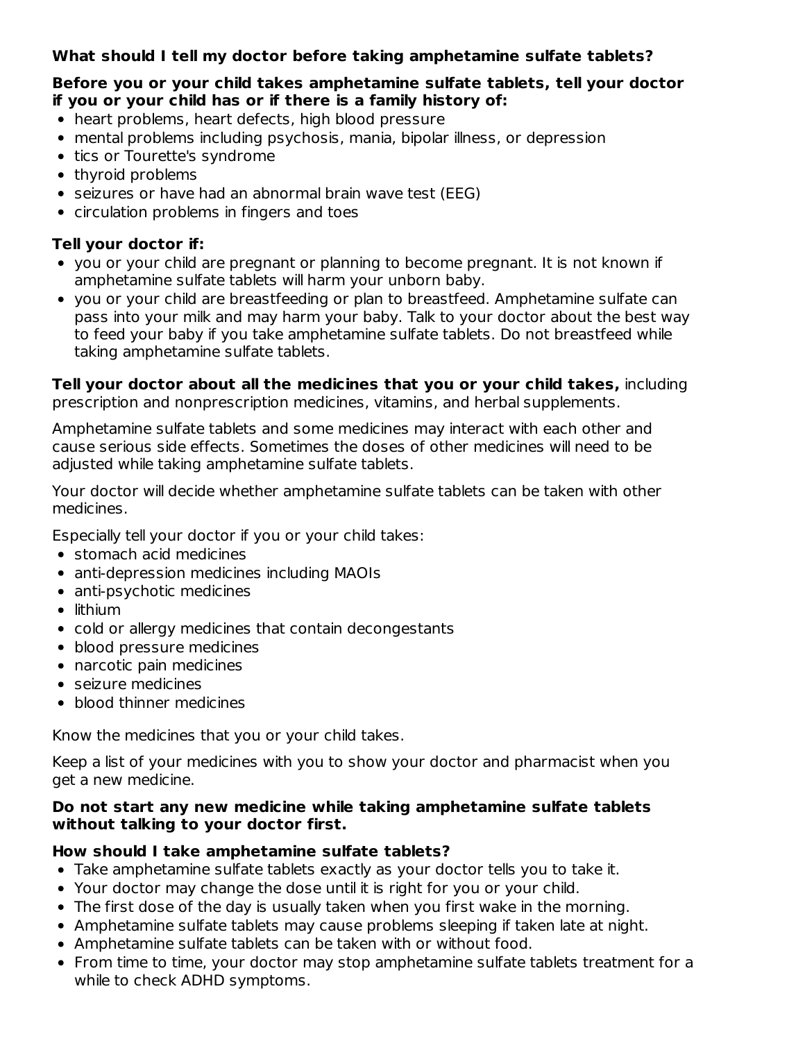### What should I tell my doctor before taking amphetamine sulfate tablets?

**Before you or your child takes amphetamine sulfate tablets, tell your doctor if you or your child has or if there is a family history of:**

- heart problems, heart defects, high blood pressure
- mental problems including psychosis, mania, bipolar illness, or depression
- tics or Tourette's syndrome
- thyroid problems
- seizures or have had an abnormal brain wave test (EEG)
- circulation problems in fingers and toes

**Tell your doctor if:**

- you or your child are pregnant or planning to become pregnant. It is not known if amphetamine sulfate tablets will harm your unborn baby.
- you or your child are breastfeeding or plan to breastfeed. Amphetamine sulfate can pass into your milk and may harm your baby. Talk to your doctor about the best way to feed your baby if you take amphetamine sulfate tablets. Do not breastfeed while taking amphetamine sulfate tablets.

**Tell your doctor about all the medicines that you or your child takes,** including prescription and nonprescription medicines, vitamins, and herbal supplements.

Amphetamine sulfate tablets and some medicines may interact with each other and cause serious side effects. Sometimes the doses of other medicines will need to be adjusted while taking amphetamine sulfate tablets.

Your doctor will decide whether amphetamine sulfate tablets can be taken with other medicines.

Especially tell your doctor if you or your child takes:

- stomach acid medicines
- anti-depression medicines including MAOIs
- anti-psychotic medicines
- lithium
- cold or allergy medicines that contain decongestants
- blood pressure medicines
- narcotic pain medicines
- seizure medicines
- blood thinner medicines

Know the medicines that you or your child takes.

Keep a list of your medicines with you to show your doctor and pharmacist when you get a new medicine.

**Do not start any new medicine while taking amphetamine sulfate tablets without talking to your doctor first.**

### How should I take amphetamine sulfate tablets?

- Take amphetamine sulfate tablets exactly as your doctor tells you to take it.
- Your doctor may change the dose until it is right for you or your child.
- The first dose of the day is usually taken when you first wake in the morning.
- Amphetamine sulfate tablets may cause problems sleeping if taken late at night.
- Amphetamine sulfate tablets can be taken with or without food.
- From time to time, your doctor may stop amphetamine sulfate tablets treatment for a while to check ADHD symptoms.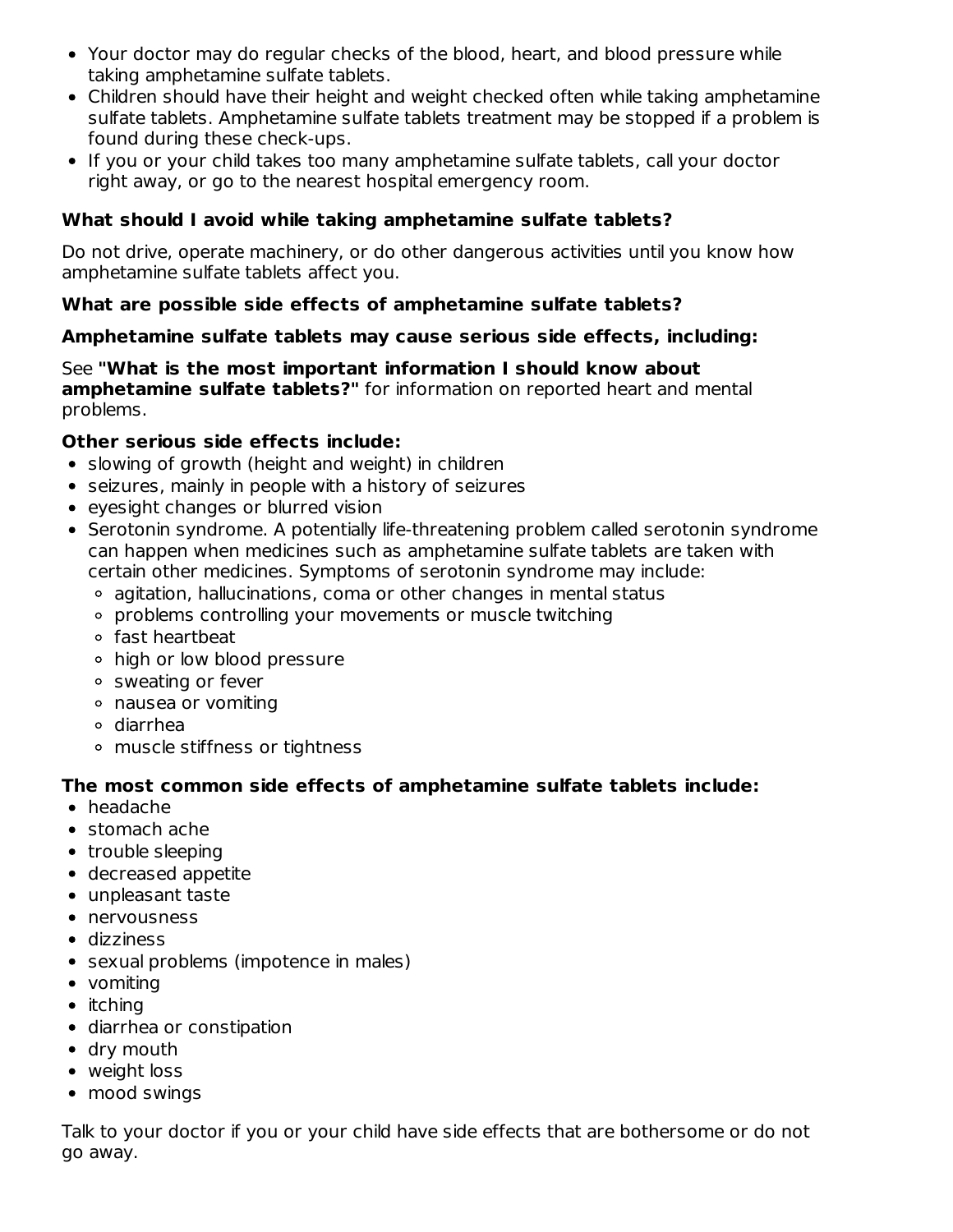- Your doctor may do regular checks of the blood, heart, and blood pressure while taking amphetamine sulfate tablets.
- Children should have their height and weight checked often while taking amphetamine sulfate tablets. Amphetamine sulfate tablets treatment may be stopped if a problem is found during these check-ups.
- If you or your child takes too many amphetamine sulfate tablets, call your doctor right away, or go to the nearest hospital emergency room.

**What should I avoid while taking amphetamine sulfate tablets?**

Do not drive, operate machinery, or do other dangerous activities until you know how amphetamine sulfate tablets affect you.

**What are possible side effects of amphetamine sulfate tablets?**

**Amphetamine sulfate tablets may cause serious side effects, including:**

See **"What is the most important information I should know about amphetamine sulfate tablets?"** for information on reported heart and mental problems.

**Other serious side effects include:**

- slowing of growth (height and weight) in children
- seizures, mainly in people with a history of seizures
- eyesight changes or blurred vision
- Serotonin syndrome. A potentially life-threatening problem called serotonin syndrome can happen when medicines such as amphetamine sulfate tablets are taken with certain other medicines. Symptoms of serotonin syndrome may include:
  - agitation, hallucinations, coma or other changes in mental status
  - problems controlling your movements or muscle twitching
  - fast heartbeat
  - high or low blood pressure
  - sweating or fever
  - nausea or vomiting
  - diarrhea
  - muscle stiffness or tightness

**The most common side effects of amphetamine sulfate tablets include:**

- headache
- stomach ache
- trouble sleeping
- decreased appetite
- unpleasant taste
- nervousness
- dizziness
- sexual problems (impotence in males)
- vomiting
- itching
- diarrhea or constipation
- dry mouth
- weight loss
- mood swings

Talk to your doctor if you or your child have side effects that are bothersome or do not go away.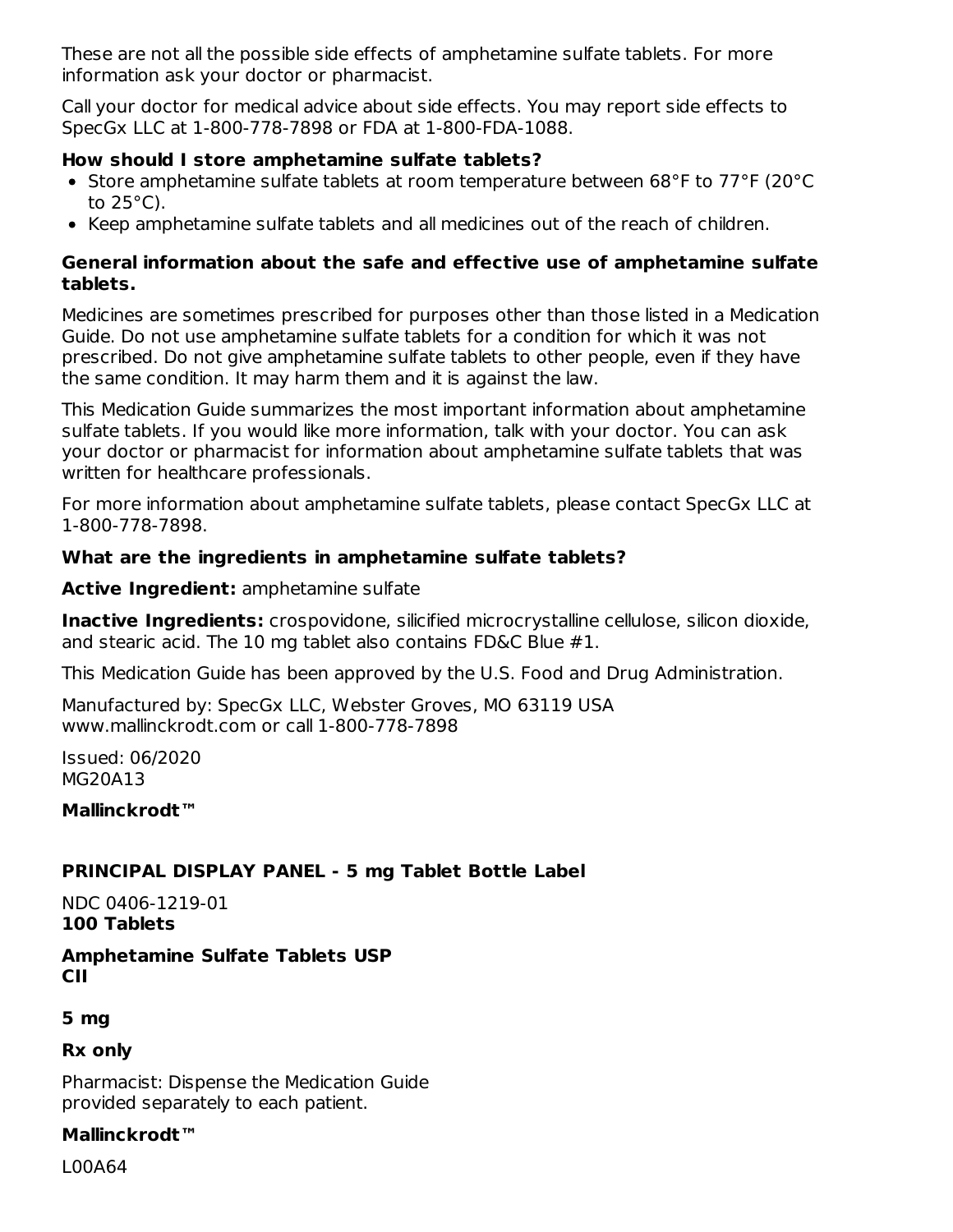These are not all the possible side effects of amphetamine sulfate tablets. For more information ask your doctor or pharmacist.

Call your doctor for medical advice about side effects. You may report side effects to SpecGx LLC at 1-800-778-7898 or FDA at 1-800-FDA-1088.

**How should I store amphetamine sulfate tablets?**

- Store amphetamine sulfate tablets at room temperature between 68°F to 77°F (20°C to 25°C).
- Keep amphetamine sulfate tablets and all medicines out of the reach of children.

**General information about the safe and effective use of amphetamine sulfate tablets.**

Medicines are sometimes prescribed for purposes other than those listed in a Medication Guide. Do not use amphetamine sulfate tablets for a condition for which it was not prescribed. Do not give amphetamine sulfate tablets to other people, even if they have the same condition. It may harm them and it is against the law.

This Medication Guide summarizes the most important information about amphetamine sulfate tablets. If you would like more information, talk with your doctor. You can ask your doctor or pharmacist for information about amphetamine sulfate tablets that was written for healthcare professionals.

For more information about amphetamine sulfate tablets, please contact SpecGx LLC at 1-800-778-7898.

**What are the ingredients in amphetamine sulfate tablets?**

**Active Ingredient:** amphetamine sulfate

**Inactive Ingredients:** crospovidone, silicified microcrystalline cellulose, silicon dioxide, and stearic acid. The 10 mg tablet also contains FD&C Blue #1.

This Medication Guide has been approved by the U.S. Food and Drug Administration.

Manufactured by: SpecGx LLC, Webster Groves, MO 63119 USA
www.mallinckrodt.com or call 1-800-778-7898

Issued: 06/2020
MG20A13

**Mallinckrodt™**

**PRINCIPAL DISPLAY PANEL - 5 mg Tablet Bottle Label**

NDC 0406-1219-01
**100 Tablets**

**Amphetamine Sulfate Tablets USP**
**CII**

**5 mg**

**Rx only**

Pharmacist: Dispense the Medication Guide provided separately to each patient.

**Mallinckrodt™**

L00A64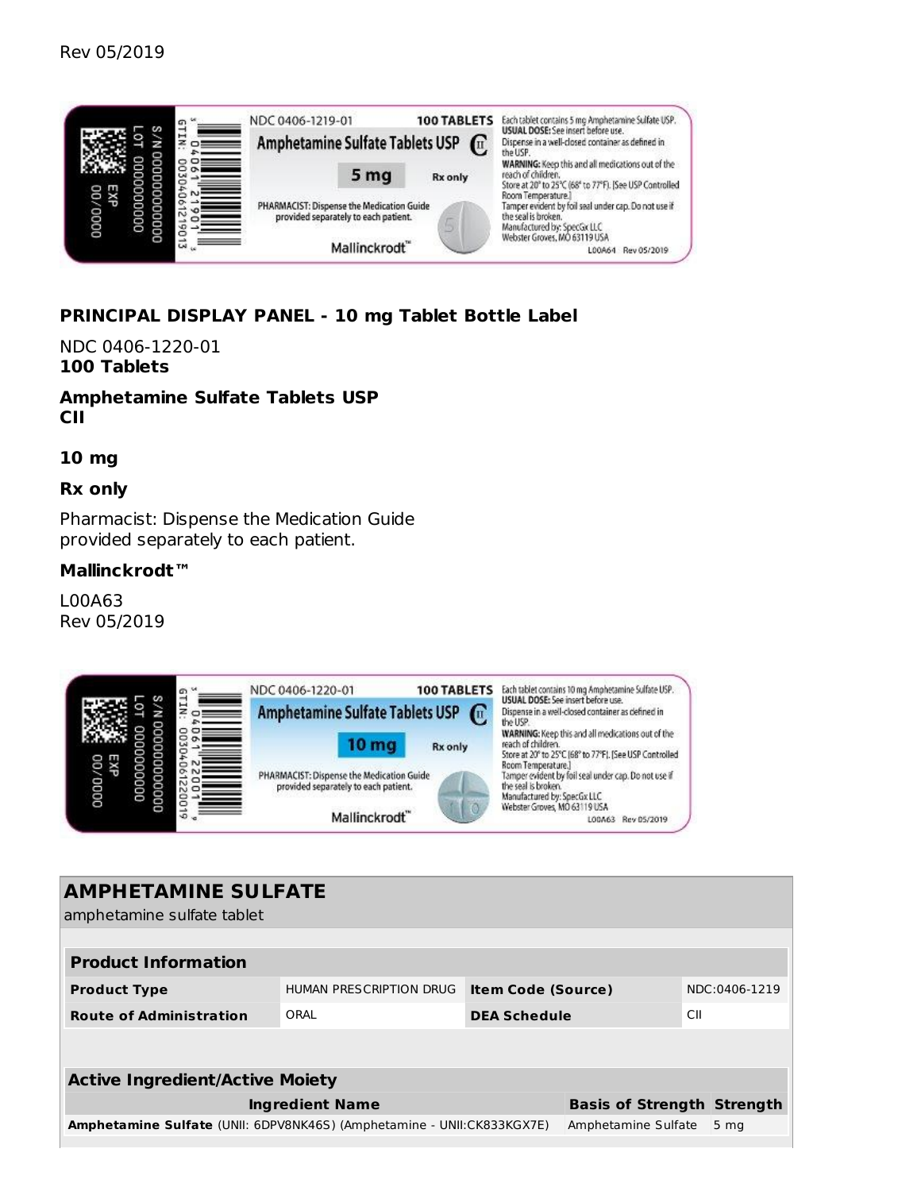Rev 05/2019

## PRINCIPAL DISPLAY PANEL - 10 mg Tablet Bottle Label

NDC 0406-1220-01
**100 Tablets**

**Amphetamine Sulfate Tablets USP**
**CII**

**10 mg**

**Rx only**

Pharmacist: Dispense the Medication Guide provided separately to each patient.

**Mallinckrodt™**

L00A63
Rev 05/2019

| **AMPHETAMINE SULFATE** | | | |
|---|---|---|---|
| amphetamine sulfate tablet | | | |

| **Product Information** | | | |
|---|---|---|---|
| **Product Type** | HUMAN PRESCRIPTION DRUG | **Item Code (Source)** | NDC:0406-1219 |
| **Route of Administration** | ORAL | **DEA Schedule** | CII |

| **Active Ingredient/Active Moiety** | | |
|---|---|---|
| **Ingredient Name** | **Basis of Strength** | **Strength** |
| **Amphetamine Sulfate** (UNII: 6DPV8NK46S) (Amphetamine - UNII:CK833KGX7E) | Amphetamine Sulfate | 5 mg |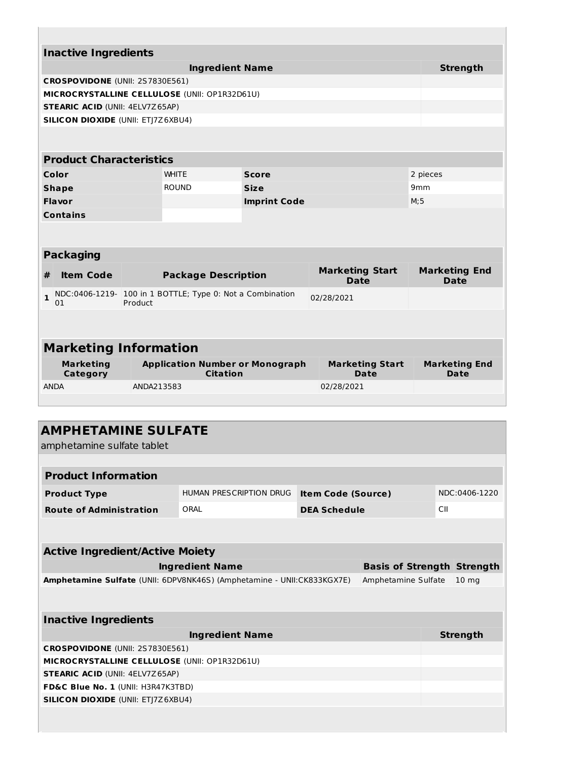### Inactive Ingredients

| Ingredient Name | Strength |
|---|---|
| **CROSPOVIDONE** (UNII: 2S7830E561) | |
| **MICROCRYSTALLINE CELLULOSE** (UNII: OP1R32D61U) | |
| **STEARIC ACID** (UNII: 4ELV7Z65AP) | |
| **SILICON DIOXIDE** (UNII: ETJ7Z6XBU4) | |

### Product Characteristics

| | | | |
|---|---|---|---|
| **Color** | WHITE | **Score** | 2 pieces |
| **Shape** | ROUND | **Size** | 9mm |
| **Flavor** | | **Imprint Code** | M;5 |
| **Contains** | | | |

### Packaging

| # | Item Code | Package Description | Marketing Start Date | Marketing End Date |
|---|---|---|---|---|
| 1 | NDC:0406-1219-01 | 100 in 1 BOTTLE; Type 0: Not a Combination Product | 02/28/2021 | |

### Marketing Information

| Marketing Category | Application Number or Monograph Citation | Marketing Start Date | Marketing End Date |
|---|---|---|---|
| ANDA | ANDA213583 | 02/28/2021 | |

## AMPHETAMINE SULFATE

amphetamine sulfate tablet

### Product Information

| | | | |
|---|---|---|---|
| **Product Type** | HUMAN PRESCRIPTION DRUG | **Item Code (Source)** | NDC:0406-1220 |
| **Route of Administration** | ORAL | **DEA Schedule** | CII |

### Active Ingredient/Active Moiety

| Ingredient Name | Basis of Strength | Strength |
|---|---|---|
| **Amphetamine Sulfate** (UNII: 6DPV8NK46S) (Amphetamine - UNII:CK833KGX7E) | Amphetamine Sulfate | 10 mg |

### Inactive Ingredients

| Ingredient Name | Strength |
|---|---|
| **CROSPOVIDONE** (UNII: 2S7830E561) | |
| **MICROCRYSTALLINE CELLULOSE** (UNII: OP1R32D61U) | |
| **STEARIC ACID** (UNII: 4ELV7Z65AP) | |
| **FD&C Blue No. 1** (UNII: H3R47K3TBD) | |
| **SILICON DIOXIDE** (UNII: ETJ7Z6XBU4) | |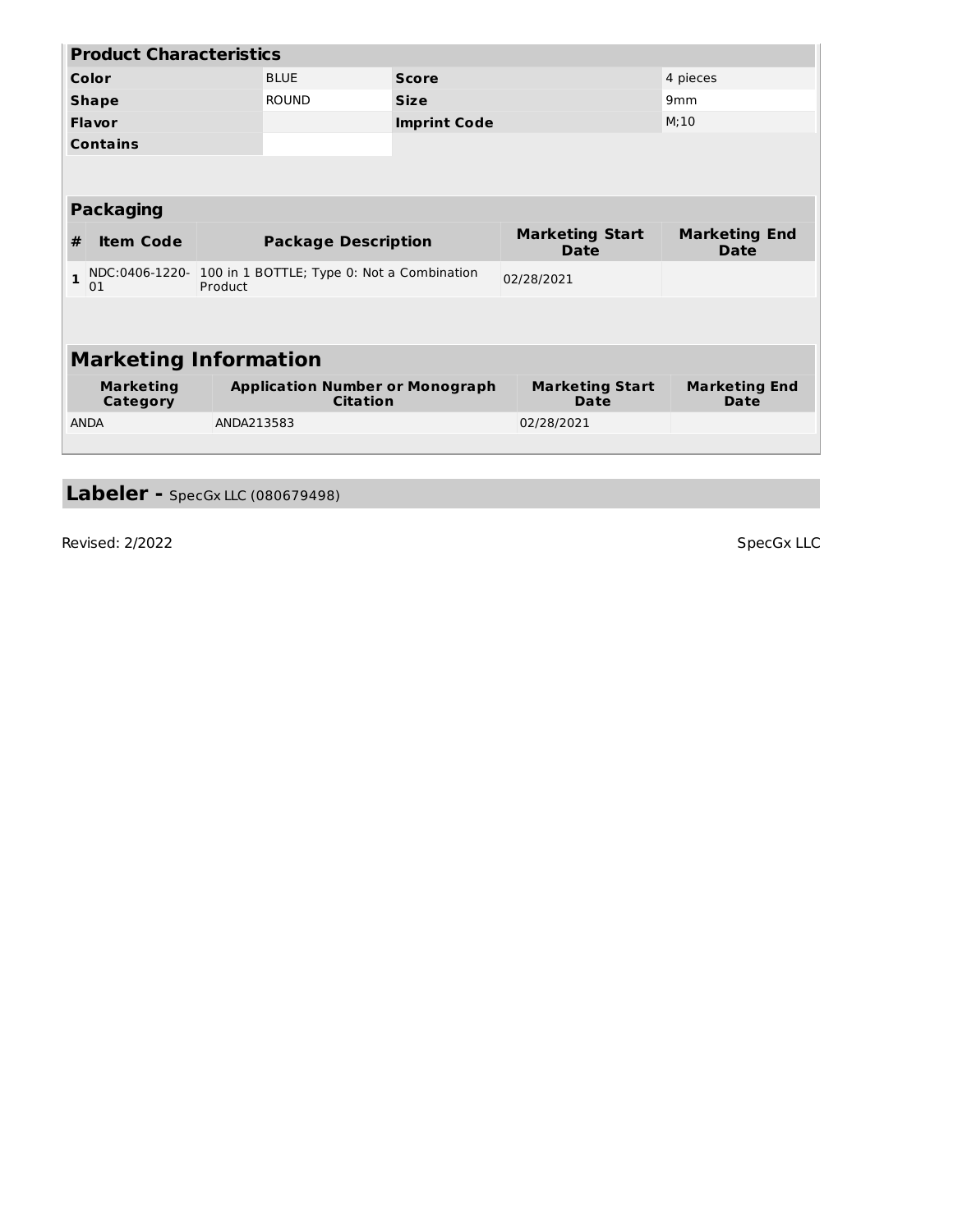| Product Characteristics | | | |
|---|---|---|---|
| **Color** | BLUE | **Score** | 4 pieces |
| **Shape** | ROUND | **Size** | 9mm |
| **Flavor** | | **Imprint Code** | M;10 |
| **Contains** | | | |

| Packaging | | | | |
|---|---|---|---|---|
| **#** | **Item Code** | **Package Description** | **Marketing Start Date** | **Marketing End Date** |
| 1 | NDC:0406-1220-01 | 100 in 1 BOTTLE; Type 0: Not a Combination Product | 02/28/2021 | |

| Marketing Information | | | |
|---|---|---|---|
| **Marketing Category** | **Application Number or Monograph Citation** | **Marketing Start Date** | **Marketing End Date** |
| ANDA | ANDA213583 | 02/28/2021 | |

## Labeler - SpecGx LLC (080679498)

Revised: 2/2022

SpecGx LLC